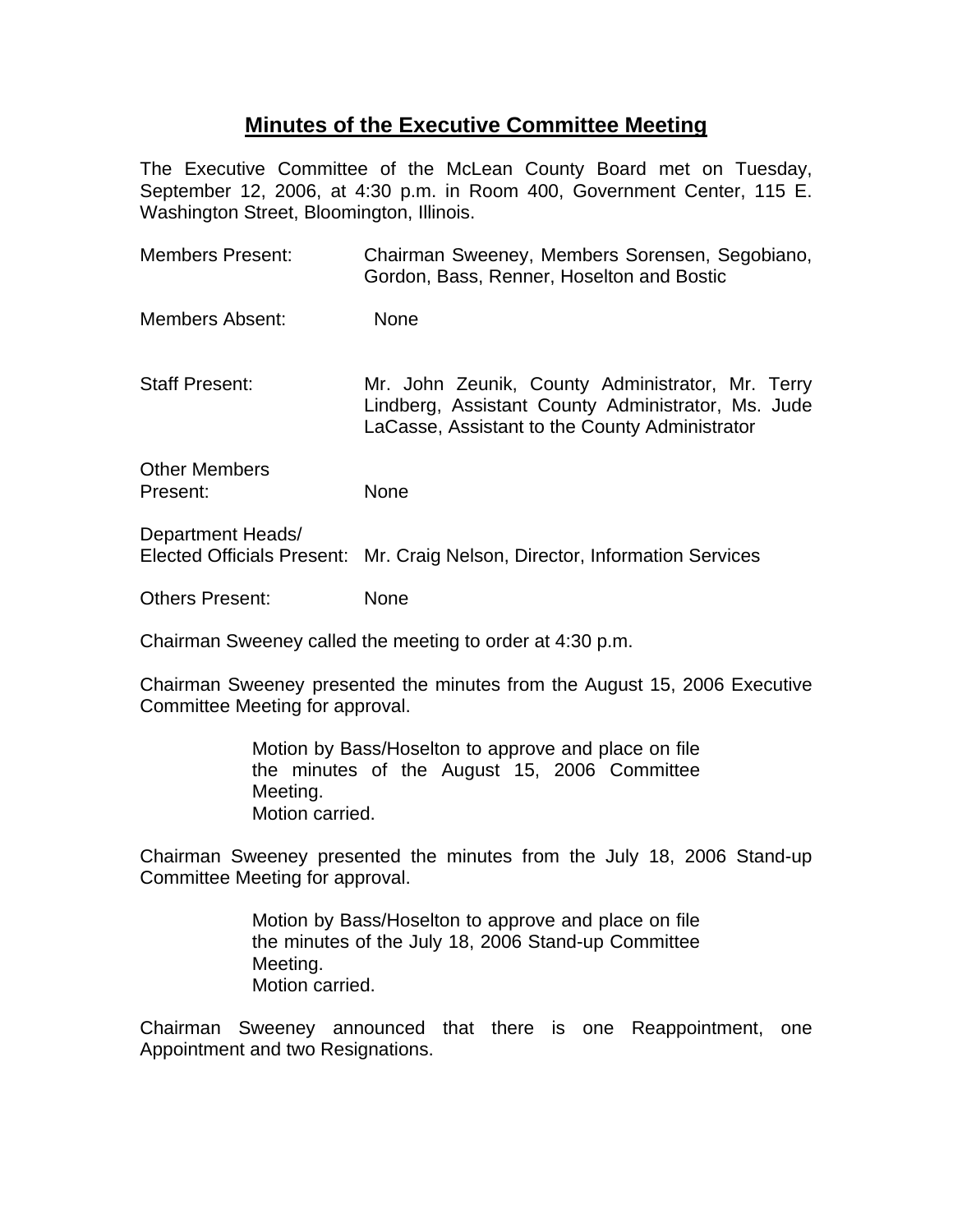# Minutes of the Executive Committee Meeting

The Executive Committee of the McLean County Board met on Tuesday, September 12, 2006, at 4:30 p.m. in Room 400, Government Center, 115 E. Washington Street, Bloomington, Illinois.

| | |
|---|---|
| Members Present: | Chairman Sweeney, Members Sorensen, Segobiano, Gordon, Bass, Renner, Hoselton and Bostic |
| Members Absent: | None |
| Staff Present: | Mr. John Zeunik, County Administrator, Mr. Terry Lindberg, Assistant County Administrator, Ms. Jude LaCasse, Assistant to the County Administrator |
| Other Members Present: | None |
| Department Heads/ Elected Officials Present: | Mr. Craig Nelson, Director, Information Services |
| Others Present: | None |

Chairman Sweeney called the meeting to order at 4:30 p.m.

Chairman Sweeney presented the minutes from the August 15, 2006 Executive Committee Meeting for approval.

> Motion by Bass/Hoselton to approve and place on file the minutes of the August 15, 2006 Committee Meeting.
> Motion carried.

Chairman Sweeney presented the minutes from the July 18, 2006 Stand-up Committee Meeting for approval.

> Motion by Bass/Hoselton to approve and place on file the minutes of the July 18, 2006 Stand-up Committee Meeting.
> Motion carried.

Chairman Sweeney announced that there is one Reappointment, one Appointment and two Resignations.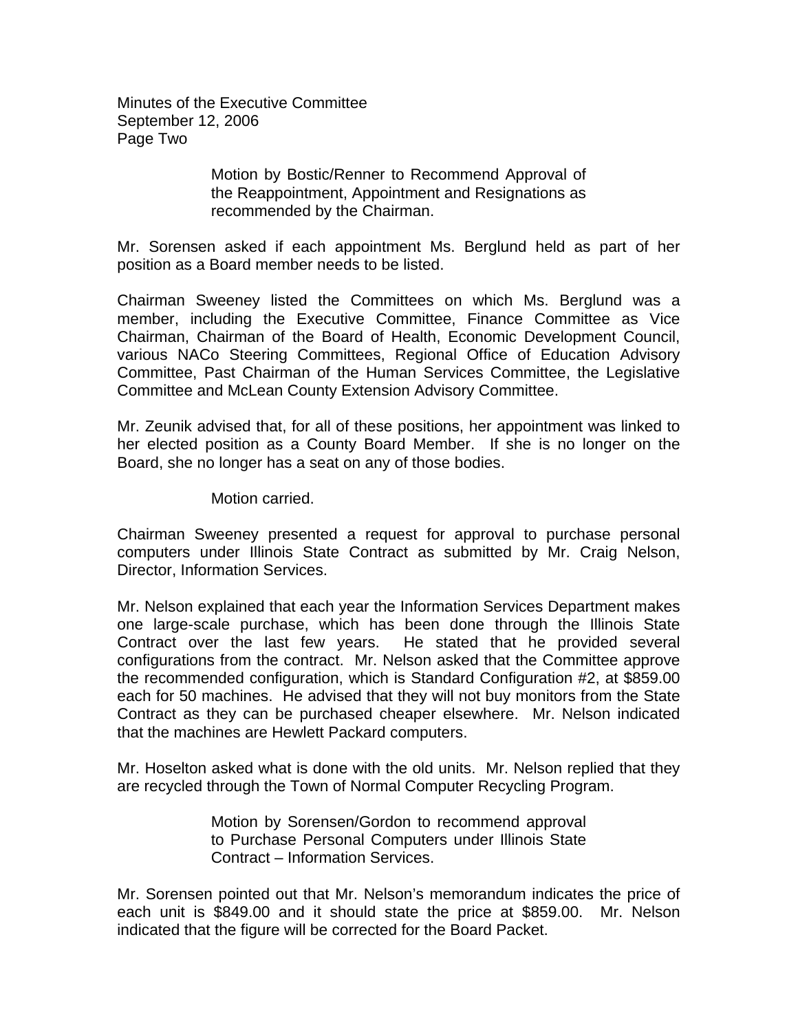Motion by Bostic/Renner to Recommend Approval of the Reappointment, Appointment and Resignations as recommended by the Chairman.

Mr. Sorensen asked if each appointment Ms. Berglund held as part of her position as a Board member needs to be listed.

Chairman Sweeney listed the Committees on which Ms. Berglund was a member, including the Executive Committee, Finance Committee as Vice Chairman, Chairman of the Board of Health, Economic Development Council, various NACo Steering Committees, Regional Office of Education Advisory Committee, Past Chairman of the Human Services Committee, the Legislative Committee and McLean County Extension Advisory Committee.

Mr. Zeunik advised that, for all of these positions, her appointment was linked to her elected position as a County Board Member. If she is no longer on the Board, she no longer has a seat on any of those bodies.

Motion carried.

Chairman Sweeney presented a request for approval to purchase personal computers under Illinois State Contract as submitted by Mr. Craig Nelson, Director, Information Services.

Mr. Nelson explained that each year the Information Services Department makes one large-scale purchase, which has been done through the Illinois State Contract over the last few years. He stated that he provided several configurations from the contract. Mr. Nelson asked that the Committee approve the recommended configuration, which is Standard Configuration #2, at $859.00 each for 50 machines. He advised that they will not buy monitors from the State Contract as they can be purchased cheaper elsewhere. Mr. Nelson indicated that the machines are Hewlett Packard computers.

Mr. Hoselton asked what is done with the old units. Mr. Nelson replied that they are recycled through the Town of Normal Computer Recycling Program.

Motion by Sorensen/Gordon to recommend approval to Purchase Personal Computers under Illinois State Contract – Information Services.

Mr. Sorensen pointed out that Mr. Nelson's memorandum indicates the price of each unit is $849.00 and it should state the price at $859.00. Mr. Nelson indicated that the figure will be corrected for the Board Packet.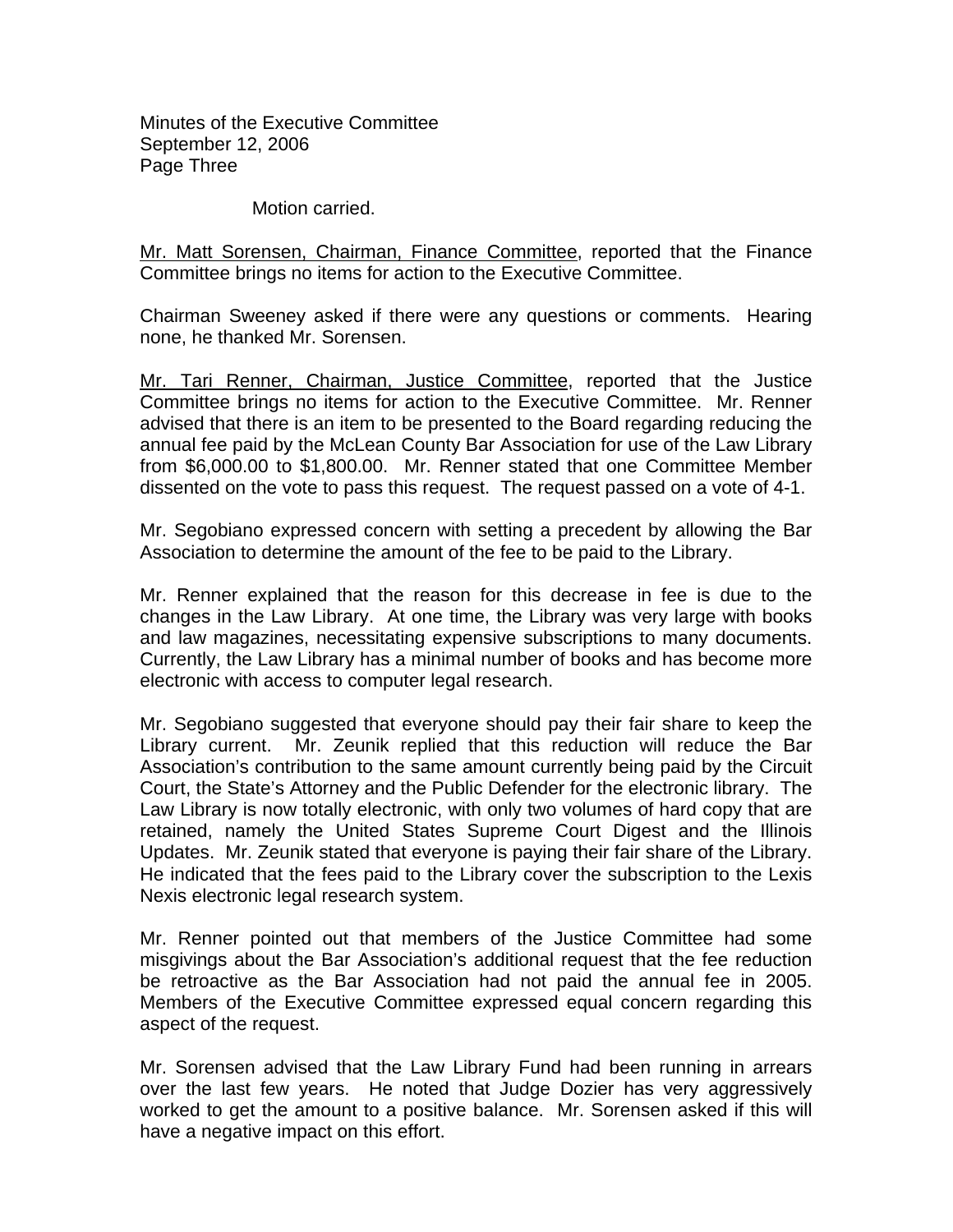Motion carried.

Mr. Matt Sorensen, Chairman, Finance Committee, reported that the Finance Committee brings no items for action to the Executive Committee.

Chairman Sweeney asked if there were any questions or comments. Hearing none, he thanked Mr. Sorensen.

Mr. Tari Renner, Chairman, Justice Committee, reported that the Justice Committee brings no items for action to the Executive Committee. Mr. Renner advised that there is an item to be presented to the Board regarding reducing the annual fee paid by the McLean County Bar Association for use of the Law Library from $6,000.00 to $1,800.00. Mr. Renner stated that one Committee Member dissented on the vote to pass this request. The request passed on a vote of 4-1.

Mr. Segobiano expressed concern with setting a precedent by allowing the Bar Association to determine the amount of the fee to be paid to the Library.

Mr. Renner explained that the reason for this decrease in fee is due to the changes in the Law Library. At one time, the Library was very large with books and law magazines, necessitating expensive subscriptions to many documents. Currently, the Law Library has a minimal number of books and has become more electronic with access to computer legal research.

Mr. Segobiano suggested that everyone should pay their fair share to keep the Library current. Mr. Zeunik replied that this reduction will reduce the Bar Association's contribution to the same amount currently being paid by the Circuit Court, the State's Attorney and the Public Defender for the electronic library. The Law Library is now totally electronic, with only two volumes of hard copy that are retained, namely the United States Supreme Court Digest and the Illinois Updates. Mr. Zeunik stated that everyone is paying their fair share of the Library. He indicated that the fees paid to the Library cover the subscription to the Lexis Nexis electronic legal research system.

Mr. Renner pointed out that members of the Justice Committee had some misgivings about the Bar Association's additional request that the fee reduction be retroactive as the Bar Association had not paid the annual fee in 2005. Members of the Executive Committee expressed equal concern regarding this aspect of the request.

Mr. Sorensen advised that the Law Library Fund had been running in arrears over the last few years. He noted that Judge Dozier has very aggressively worked to get the amount to a positive balance. Mr. Sorensen asked if this will have a negative impact on this effort.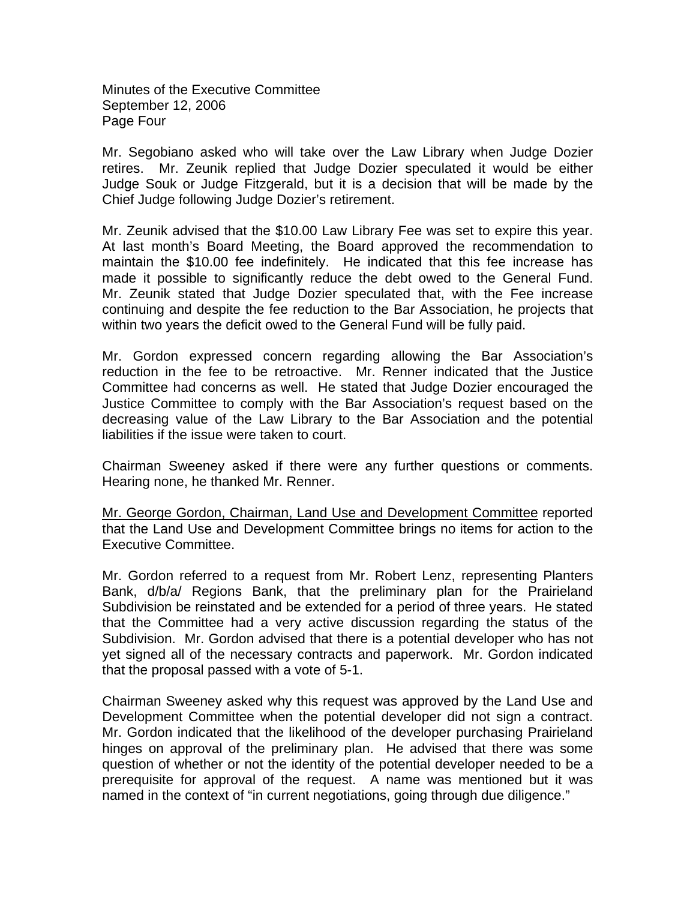Mr. Segobiano asked who will take over the Law Library when Judge Dozier retires. Mr. Zeunik replied that Judge Dozier speculated it would be either Judge Souk or Judge Fitzgerald, but it is a decision that will be made by the Chief Judge following Judge Dozier's retirement.

Mr. Zeunik advised that the $10.00 Law Library Fee was set to expire this year. At last month's Board Meeting, the Board approved the recommendation to maintain the $10.00 fee indefinitely. He indicated that this fee increase has made it possible to significantly reduce the debt owed to the General Fund. Mr. Zeunik stated that Judge Dozier speculated that, with the Fee increase continuing and despite the fee reduction to the Bar Association, he projects that within two years the deficit owed to the General Fund will be fully paid.

Mr. Gordon expressed concern regarding allowing the Bar Association's reduction in the fee to be retroactive. Mr. Renner indicated that the Justice Committee had concerns as well. He stated that Judge Dozier encouraged the Justice Committee to comply with the Bar Association's request based on the decreasing value of the Law Library to the Bar Association and the potential liabilities if the issue were taken to court.

Chairman Sweeney asked if there were any further questions or comments. Hearing none, he thanked Mr. Renner.

<u>Mr. George Gordon, Chairman, Land Use and Development Committee</u> reported that the Land Use and Development Committee brings no items for action to the Executive Committee.

Mr. Gordon referred to a request from Mr. Robert Lenz, representing Planters Bank, d/b/a/ Regions Bank, that the preliminary plan for the Prairieland Subdivision be reinstated and be extended for a period of three years. He stated that the Committee had a very active discussion regarding the status of the Subdivision. Mr. Gordon advised that there is a potential developer who has not yet signed all of the necessary contracts and paperwork. Mr. Gordon indicated that the proposal passed with a vote of 5-1.

Chairman Sweeney asked why this request was approved by the Land Use and Development Committee when the potential developer did not sign a contract. Mr. Gordon indicated that the likelihood of the developer purchasing Prairieland hinges on approval of the preliminary plan. He advised that there was some question of whether or not the identity of the potential developer needed to be a prerequisite for approval of the request. A name was mentioned but it was named in the context of "in current negotiations, going through due diligence."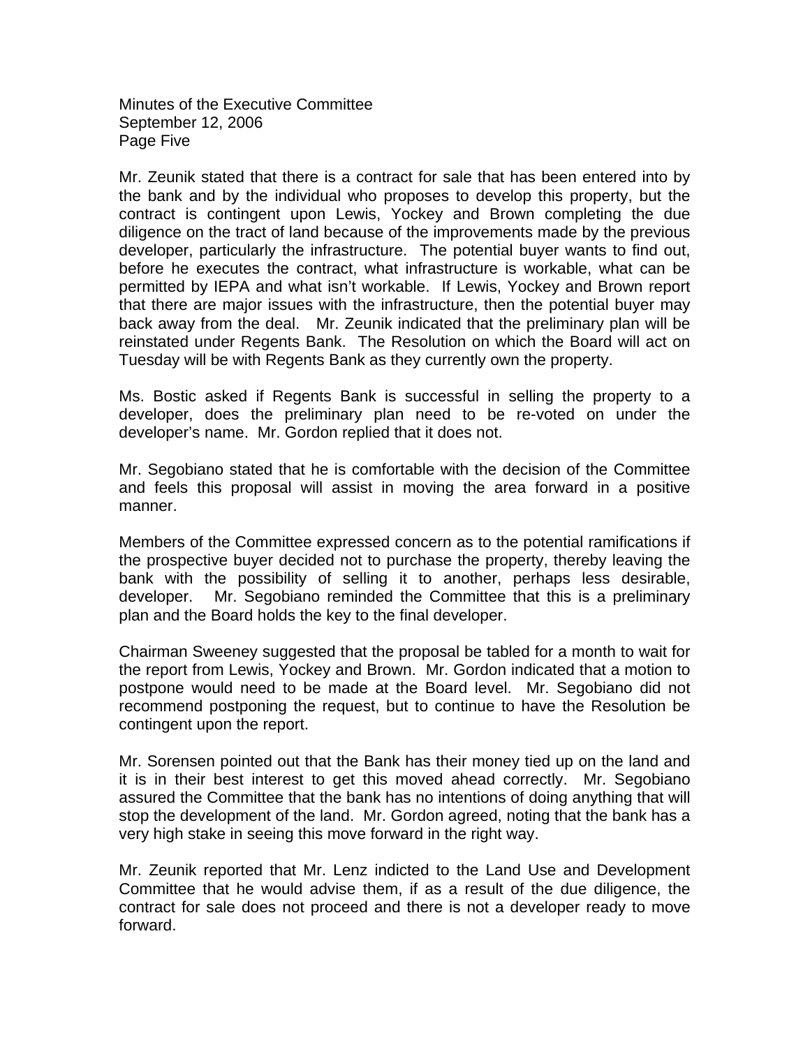Mr. Zeunik stated that there is a contract for sale that has been entered into by the bank and by the individual who proposes to develop this property, but the contract is contingent upon Lewis, Yockey and Brown completing the due diligence on the tract of land because of the improvements made by the previous developer, particularly the infrastructure. The potential buyer wants to find out, before he executes the contract, what infrastructure is workable, what can be permitted by IEPA and what isn't workable. If Lewis, Yockey and Brown report that there are major issues with the infrastructure, then the potential buyer may back away from the deal. Mr. Zeunik indicated that the preliminary plan will be reinstated under Regents Bank. The Resolution on which the Board will act on Tuesday will be with Regents Bank as they currently own the property.

Ms. Bostic asked if Regents Bank is successful in selling the property to a developer, does the preliminary plan need to be re-voted on under the developer's name. Mr. Gordon replied that it does not.

Mr. Segobiano stated that he is comfortable with the decision of the Committee and feels this proposal will assist in moving the area forward in a positive manner.

Members of the Committee expressed concern as to the potential ramifications if the prospective buyer decided not to purchase the property, thereby leaving the bank with the possibility of selling it to another, perhaps less desirable, developer. Mr. Segobiano reminded the Committee that this is a preliminary plan and the Board holds the key to the final developer.

Chairman Sweeney suggested that the proposal be tabled for a month to wait for the report from Lewis, Yockey and Brown. Mr. Gordon indicated that a motion to postpone would need to be made at the Board level. Mr. Segobiano did not recommend postponing the request, but to continue to have the Resolution be contingent upon the report.

Mr. Sorensen pointed out that the Bank has their money tied up on the land and it is in their best interest to get this moved ahead correctly. Mr. Segobiano assured the Committee that the bank has no intentions of doing anything that will stop the development of the land. Mr. Gordon agreed, noting that the bank has a very high stake in seeing this move forward in the right way.

Mr. Zeunik reported that Mr. Lenz indicted to the Land Use and Development Committee that he would advise them, if as a result of the due diligence, the contract for sale does not proceed and there is not a developer ready to move forward.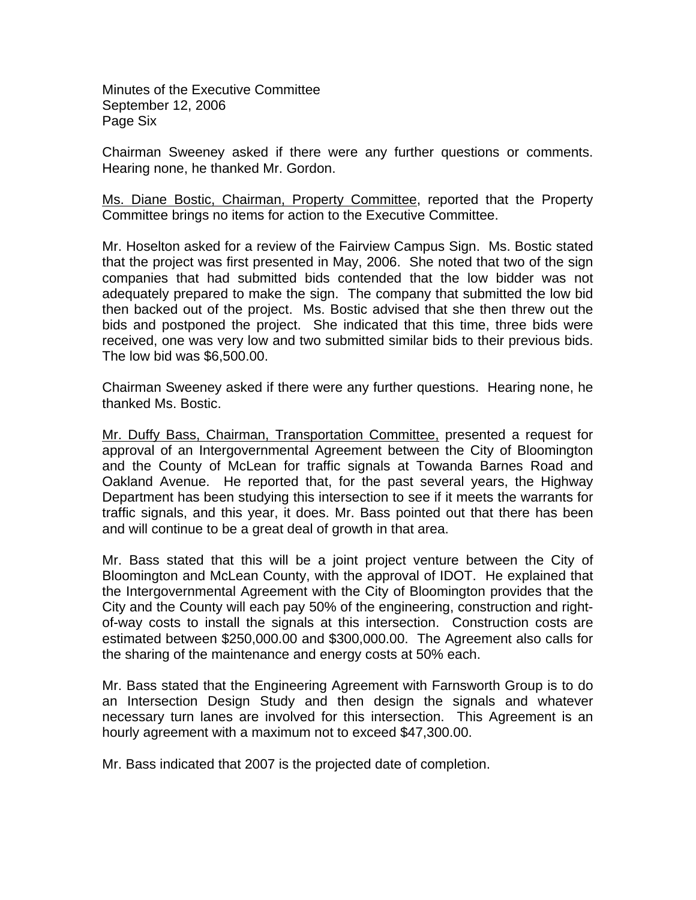Chairman Sweeney asked if there were any further questions or comments. Hearing none, he thanked Mr. Gordon.

Ms. Diane Bostic, Chairman, Property Committee, reported that the Property Committee brings no items for action to the Executive Committee.

Mr. Hoselton asked for a review of the Fairview Campus Sign. Ms. Bostic stated that the project was first presented in May, 2006. She noted that two of the sign companies that had submitted bids contended that the low bidder was not adequately prepared to make the sign. The company that submitted the low bid then backed out of the project. Ms. Bostic advised that she then threw out the bids and postponed the project. She indicated that this time, three bids were received, one was very low and two submitted similar bids to their previous bids. The low bid was $6,500.00.

Chairman Sweeney asked if there were any further questions. Hearing none, he thanked Ms. Bostic.

Mr. Duffy Bass, Chairman, Transportation Committee, presented a request for approval of an Intergovernmental Agreement between the City of Bloomington and the County of McLean for traffic signals at Towanda Barnes Road and Oakland Avenue. He reported that, for the past several years, the Highway Department has been studying this intersection to see if it meets the warrants for traffic signals, and this year, it does. Mr. Bass pointed out that there has been and will continue to be a great deal of growth in that area.

Mr. Bass stated that this will be a joint project venture between the City of Bloomington and McLean County, with the approval of IDOT. He explained that the Intergovernmental Agreement with the City of Bloomington provides that the City and the County will each pay 50% of the engineering, construction and right-of-way costs to install the signals at this intersection. Construction costs are estimated between $250,000.00 and $300,000.00. The Agreement also calls for the sharing of the maintenance and energy costs at 50% each.

Mr. Bass stated that the Engineering Agreement with Farnsworth Group is to do an Intersection Design Study and then design the signals and whatever necessary turn lanes are involved for this intersection. This Agreement is an hourly agreement with a maximum not to exceed $47,300.00.

Mr. Bass indicated that 2007 is the projected date of completion.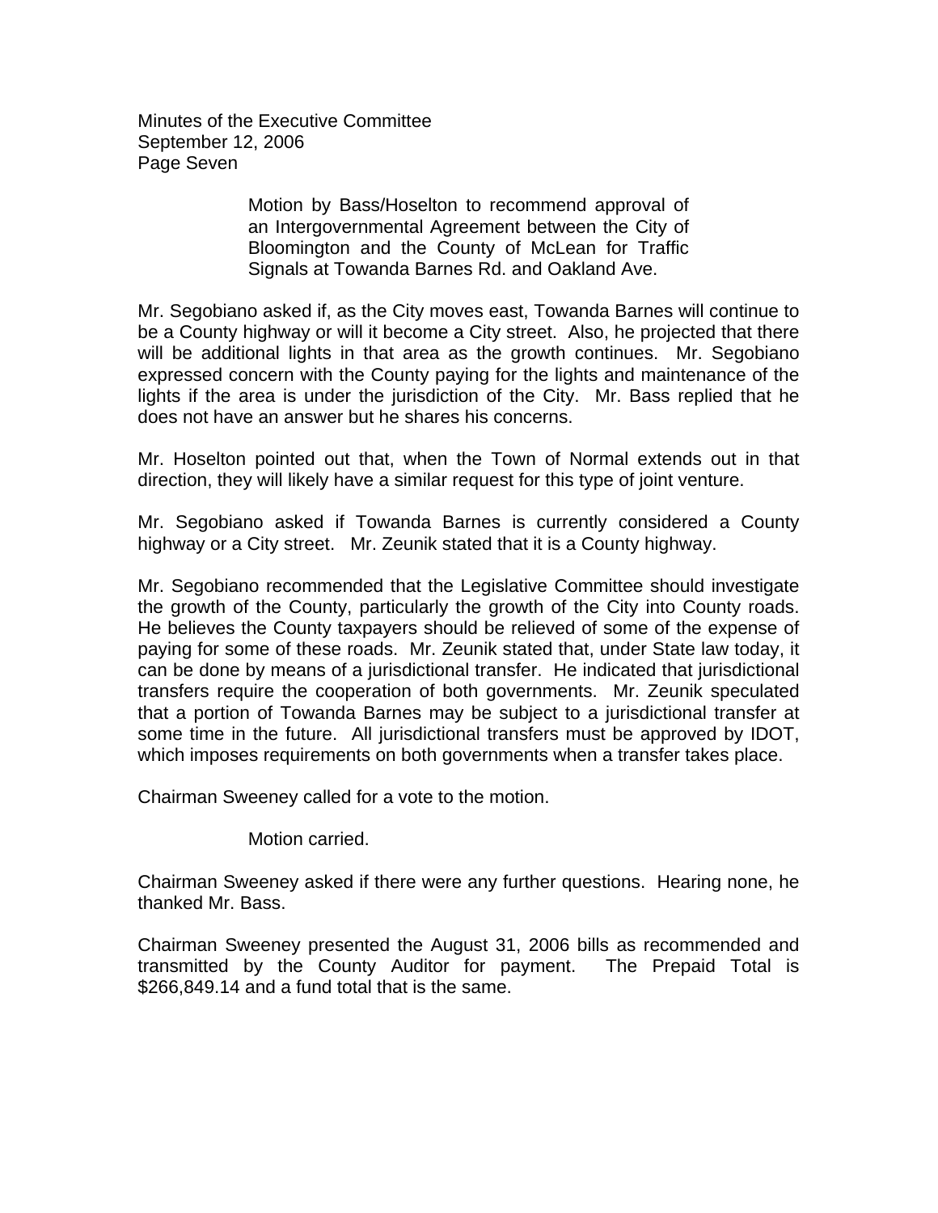Motion by Bass/Hoselton to recommend approval of an Intergovernmental Agreement between the City of Bloomington and the County of McLean for Traffic Signals at Towanda Barnes Rd. and Oakland Ave.

Mr. Segobiano asked if, as the City moves east, Towanda Barnes will continue to be a County highway or will it become a City street. Also, he projected that there will be additional lights in that area as the growth continues. Mr. Segobiano expressed concern with the County paying for the lights and maintenance of the lights if the area is under the jurisdiction of the City. Mr. Bass replied that he does not have an answer but he shares his concerns.

Mr. Hoselton pointed out that, when the Town of Normal extends out in that direction, they will likely have a similar request for this type of joint venture.

Mr. Segobiano asked if Towanda Barnes is currently considered a County highway or a City street. Mr. Zeunik stated that it is a County highway.

Mr. Segobiano recommended that the Legislative Committee should investigate the growth of the County, particularly the growth of the City into County roads. He believes the County taxpayers should be relieved of some of the expense of paying for some of these roads. Mr. Zeunik stated that, under State law today, it can be done by means of a jurisdictional transfer. He indicated that jurisdictional transfers require the cooperation of both governments. Mr. Zeunik speculated that a portion of Towanda Barnes may be subject to a jurisdictional transfer at some time in the future. All jurisdictional transfers must be approved by IDOT, which imposes requirements on both governments when a transfer takes place.

Chairman Sweeney called for a vote to the motion.

Motion carried.

Chairman Sweeney asked if there were any further questions. Hearing none, he thanked Mr. Bass.

Chairman Sweeney presented the August 31, 2006 bills as recommended and transmitted by the County Auditor for payment. The Prepaid Total is $266,849.14 and a fund total that is the same.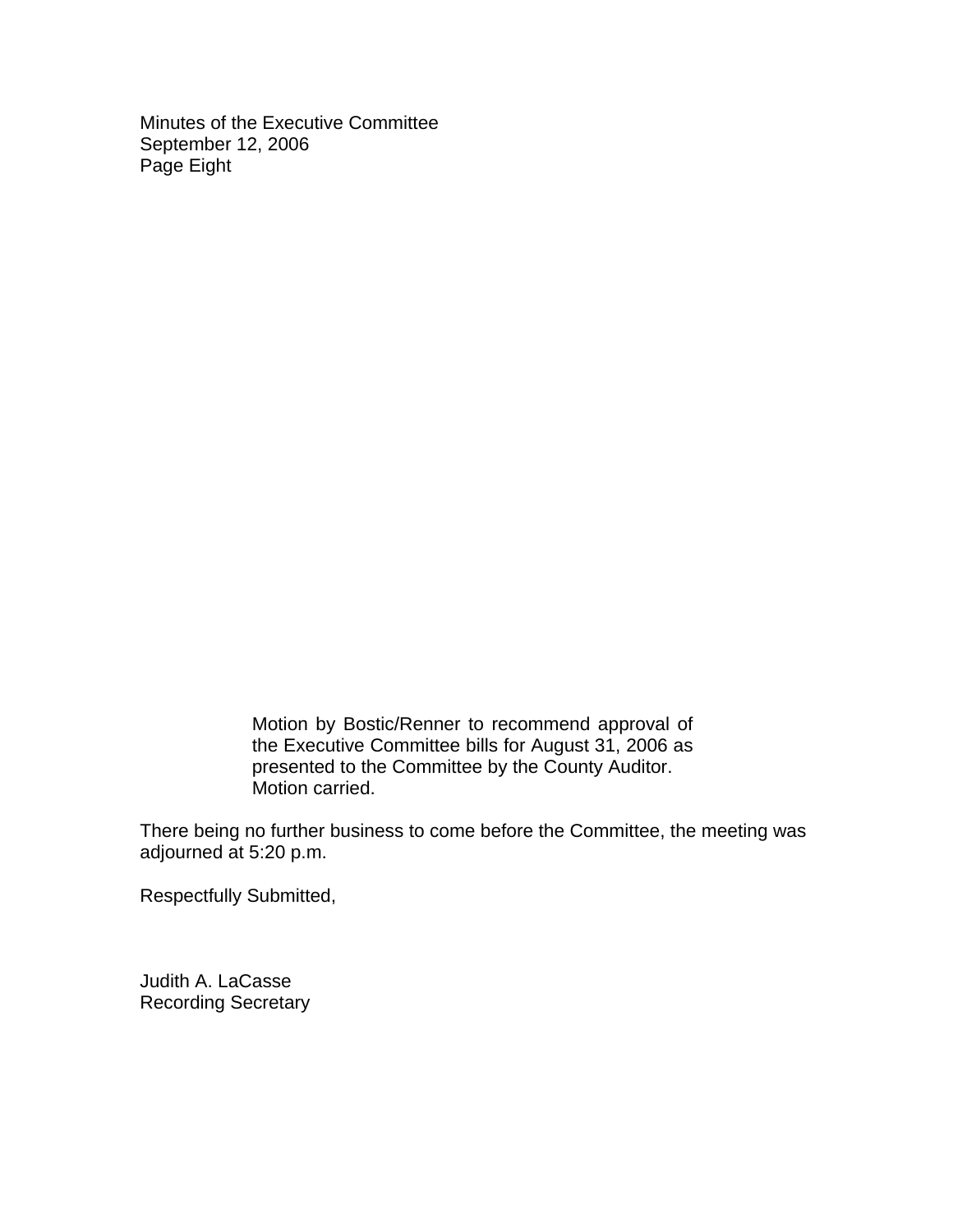Motion by Bostic/Renner to recommend approval of the Executive Committee bills for August 31, 2006 as presented to the Committee by the County Auditor. Motion carried.

There being no further business to come before the Committee, the meeting was adjourned at 5:20 p.m.

Respectfully Submitted,

Judith A. LaCasse
Recording Secretary